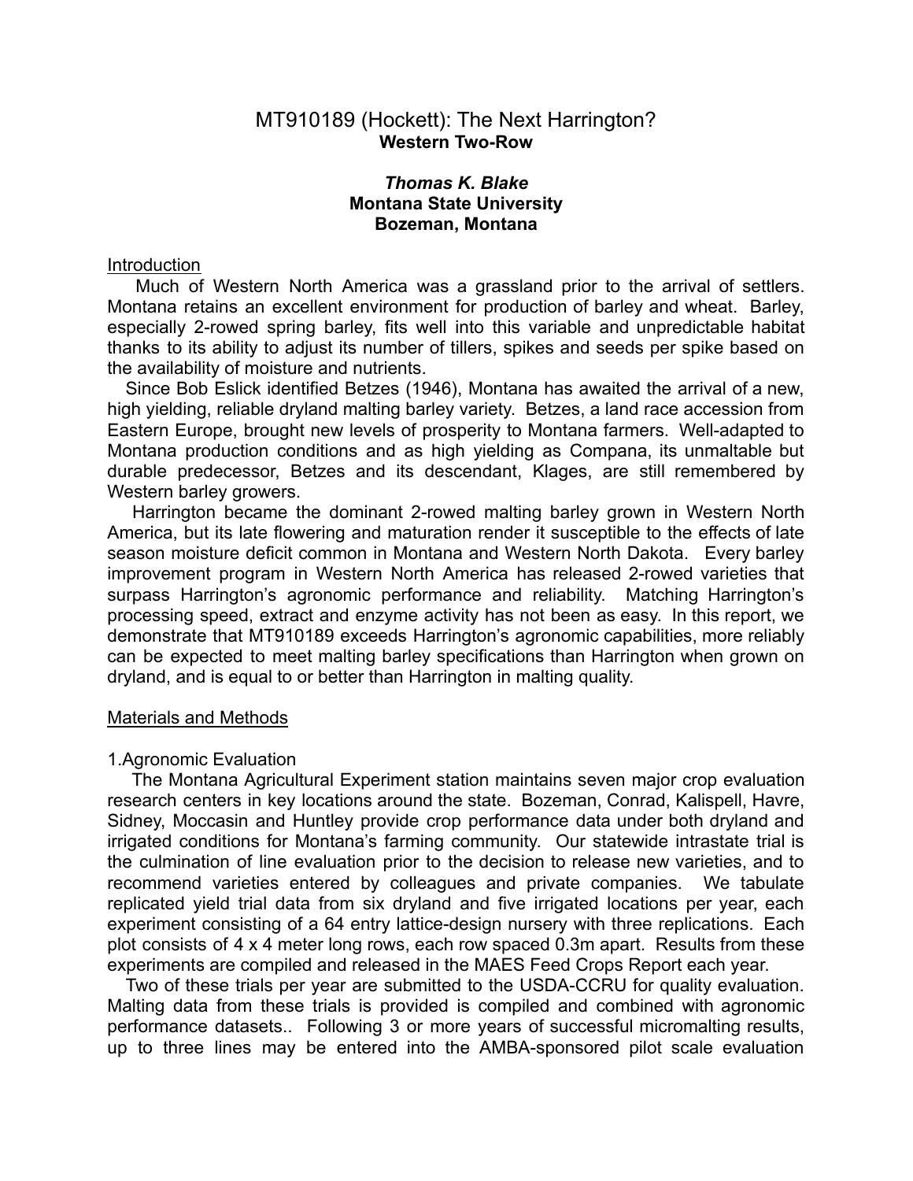# MT910189 (Hockett): The Next Harrington?

**Western Two-Row**

***Thomas K. Blake***
**Montana State University**
**Bozeman, Montana**

## Introduction

Much of Western North America was a grassland prior to the arrival of settlers. Montana retains an excellent environment for production of barley and wheat. Barley, especially 2-rowed spring barley, fits well into this variable and unpredictable habitat thanks to its ability to adjust its number of tillers, spikes and seeds per spike based on the availability of moisture and nutrients.

Since Bob Eslick identified Betzes (1946), Montana has awaited the arrival of a new, high yielding, reliable dryland malting barley variety. Betzes, a land race accession from Eastern Europe, brought new levels of prosperity to Montana farmers. Well-adapted to Montana production conditions and as high yielding as Compana, its unmaltable but durable predecessor, Betzes and its descendant, Klages, are still remembered by Western barley growers.

Harrington became the dominant 2-rowed malting barley grown in Western North America, but its late flowering and maturation render it susceptible to the effects of late season moisture deficit common in Montana and Western North Dakota. Every barley improvement program in Western North America has released 2-rowed varieties that surpass Harrington's agronomic performance and reliability. Matching Harrington's processing speed, extract and enzyme activity has not been as easy. In this report, we demonstrate that MT910189 exceeds Harrington's agronomic capabilities, more reliably can be expected to meet malting barley specifications than Harrington when grown on dryland, and is equal to or better than Harrington in malting quality.

## Materials and Methods

### 1. Agronomic Evaluation

The Montana Agricultural Experiment station maintains seven major crop evaluation research centers in key locations around the state. Bozeman, Conrad, Kalispell, Havre, Sidney, Moccasin and Huntley provide crop performance data under both dryland and irrigated conditions for Montana's farming community. Our statewide intrastate trial is the culmination of line evaluation prior to the decision to release new varieties, and to recommend varieties entered by colleagues and private companies. We tabulate replicated yield trial data from six dryland and five irrigated locations per year, each experiment consisting of a 64 entry lattice-design nursery with three replications. Each plot consists of 4 x 4 meter long rows, each row spaced 0.3m apart. Results from these experiments are compiled and released in the MAES Feed Crops Report each year.

Two of these trials per year are submitted to the USDA-CCRU for quality evaluation. Malting data from these trials is provided is compiled and combined with agronomic performance datasets.. Following 3 or more years of successful micromalting results, up to three lines may be entered into the AMBA-sponsored pilot scale evaluation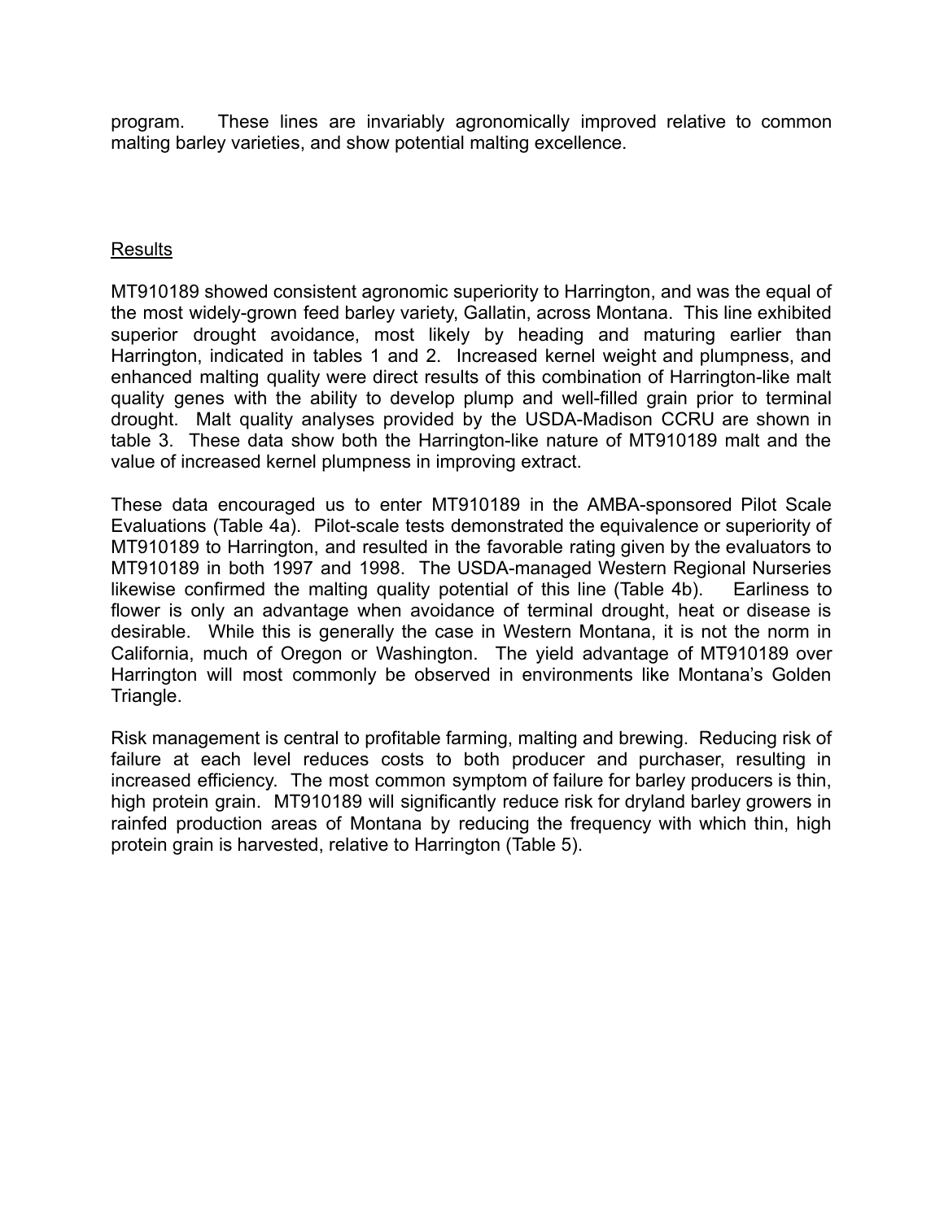program. These lines are invariably agronomically improved relative to common malting barley varieties, and show potential malting excellence.

## Results

MT910189 showed consistent agronomic superiority to Harrington, and was the equal of the most widely-grown feed barley variety, Gallatin, across Montana. This line exhibited superior drought avoidance, most likely by heading and maturing earlier than Harrington, indicated in tables 1 and 2. Increased kernel weight and plumpness, and enhanced malting quality were direct results of this combination of Harrington-like malt quality genes with the ability to develop plump and well-filled grain prior to terminal drought. Malt quality analyses provided by the USDA-Madison CCRU are shown in table 3. These data show both the Harrington-like nature of MT910189 malt and the value of increased kernel plumpness in improving extract.

These data encouraged us to enter MT910189 in the AMBA-sponsored Pilot Scale Evaluations (Table 4a). Pilot-scale tests demonstrated the equivalence or superiority of MT910189 to Harrington, and resulted in the favorable rating given by the evaluators to MT910189 in both 1997 and 1998. The USDA-managed Western Regional Nurseries likewise confirmed the malting quality potential of this line (Table 4b). Earliness to flower is only an advantage when avoidance of terminal drought, heat or disease is desirable. While this is generally the case in Western Montana, it is not the norm in California, much of Oregon or Washington. The yield advantage of MT910189 over Harrington will most commonly be observed in environments like Montana's Golden Triangle.

Risk management is central to profitable farming, malting and brewing. Reducing risk of failure at each level reduces costs to both producer and purchaser, resulting in increased efficiency. The most common symptom of failure for barley producers is thin, high protein grain. MT910189 will significantly reduce risk for dryland barley growers in rainfed production areas of Montana by reducing the frequency with which thin, high protein grain is harvested, relative to Harrington (Table 5).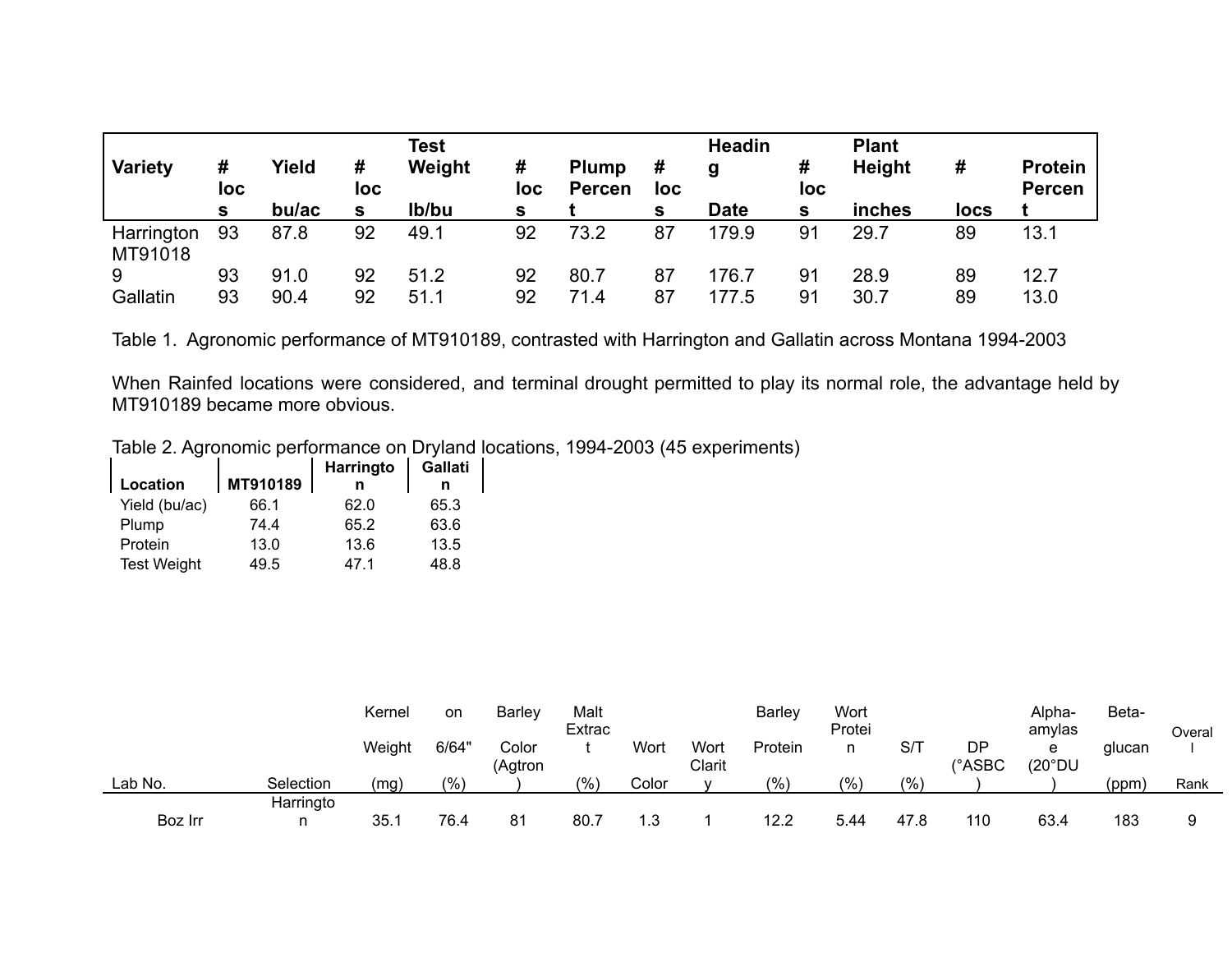| Variety | # locs | Yield bu/ac | # locs | Test Weight lb/bu | # locs | Plump Percent | # locs | Heading Date | # locs | Plant Height inches | # locs | Protein Percent |
|---|---|---|---|---|---|---|---|---|---|---|---|---|
| Harrington | 93 | 87.8 | 92 | 49.1 | 92 | 73.2 | 87 | 179.9 | 91 | 29.7 | 89 | 13.1 |
| MT910189 | 93 | 91.0 | 92 | 51.2 | 92 | 80.7 | 87 | 176.7 | 91 | 28.9 | 89 | 12.7 |
| Gallatin | 93 | 90.4 | 92 | 51.1 | 92 | 71.4 | 87 | 177.5 | 91 | 30.7 | 89 | 13.0 |

Table 1. Agronomic performance of MT910189, contrasted with Harrington and Gallatin across Montana 1994-2003

When Rainfed locations were considered, and terminal drought permitted to play its normal role, the advantage held by MT910189 became more obvious.

Table 2. Agronomic performance on Dryland locations, 1994-2003 (45 experiments)

| Location | MT910189 | Harrington | Gallatin |
|---|---|---|---|
| Yield (bu/ac) | 66.1 | 62.0 | 65.3 |
| Plump | 74.4 | 65.2 | 63.6 |
| Protein | 13.0 | 13.6 | 13.5 |
| Test Weight | 49.5 | 47.1 | 48.8 |

| Lab No. | Selection | Kernel Weight (mg) | on 6/64" (%) | Barley Color (Agtron) | Malt Extract (%) | Wort Color | Wort Clarity | Barley Protein (%) | Wort Protein (%) | S/T (%) | DP (°ASBC) | Alpha-amylase (20°DU) | Beta-glucan (ppm) | Overall Rank |
|---|---|---|---|---|---|---|---|---|---|---|---|---|---|---|
| Boz Irr | Harrington | 35.1 | 76.4 | 81 | 80.7 | 1.3 | 1 | 12.2 | 5.44 | 47.8 | 110 | 63.4 | 183 | 9 |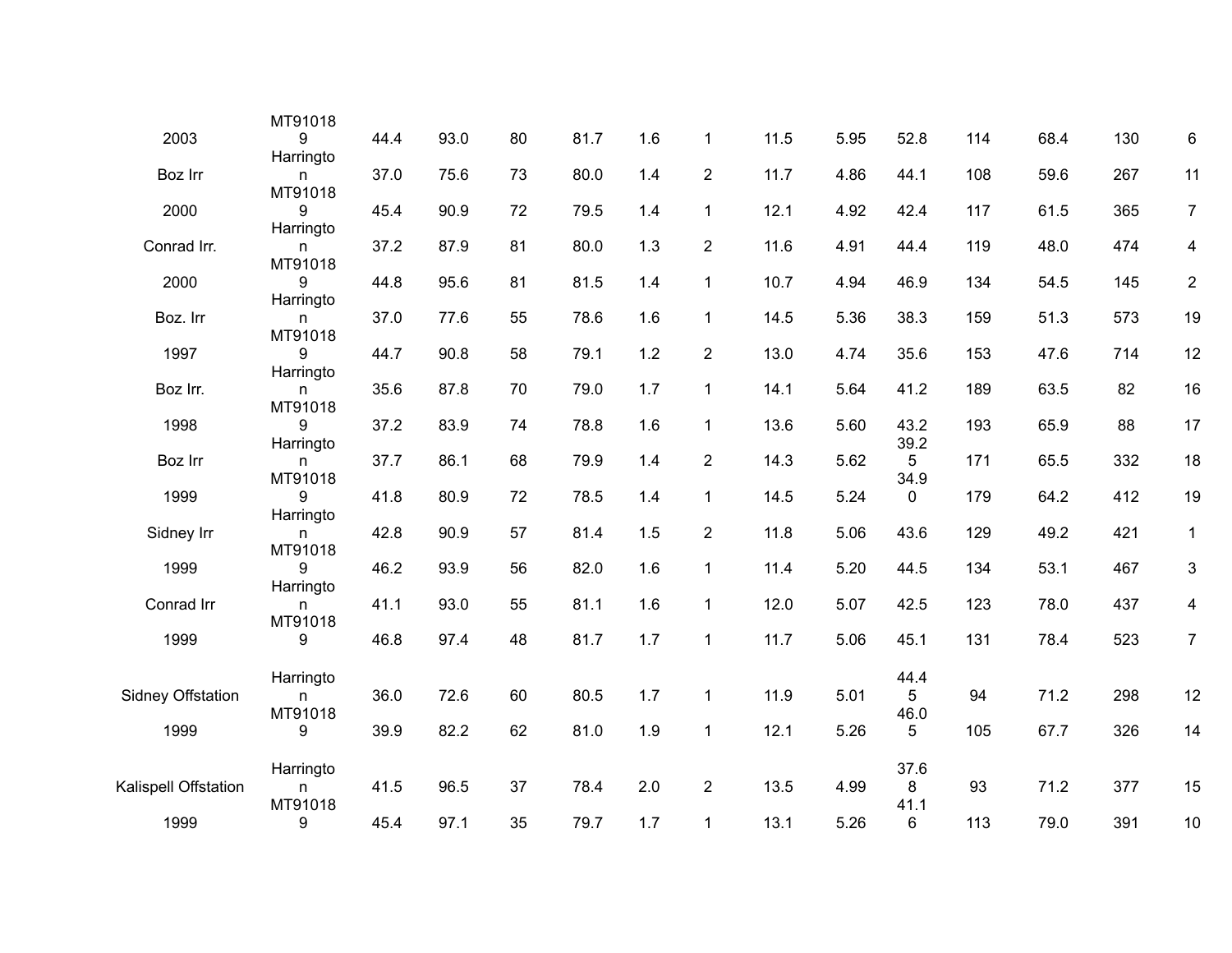| | | | | | | | | | | | | | | |
|---|---|---|---|---|---|---|---|---|---|---|---|---|---|---|
| 2003 | MT910189 | 44.4 | 93.0 | 80 | 81.7 | 1.6 | 1 | 11.5 | 5.95 | 52.8 | 114 | 68.4 | 130 | 6 |
| Boz Irr | Harrington | 37.0 | 75.6 | 73 | 80.0 | 1.4 | 2 | 11.7 | 4.86 | 44.1 | 108 | 59.6 | 267 | 11 |
| 2000 | MT910189 | 45.4 | 90.9 | 72 | 79.5 | 1.4 | 1 | 12.1 | 4.92 | 42.4 | 117 | 61.5 | 365 | 7 |
| Conrad Irr. | Harrington | 37.2 | 87.9 | 81 | 80.0 | 1.3 | 2 | 11.6 | 4.91 | 44.4 | 119 | 48.0 | 474 | 4 |
| 2000 | MT910189 | 44.8 | 95.6 | 81 | 81.5 | 1.4 | 1 | 10.7 | 4.94 | 46.9 | 134 | 54.5 | 145 | 2 |
| Boz. Irr | Harrington | 37.0 | 77.6 | 55 | 78.6 | 1.6 | 1 | 14.5 | 5.36 | 38.3 | 159 | 51.3 | 573 | 19 |
| 1997 | MT910189 | 44.7 | 90.8 | 58 | 79.1 | 1.2 | 2 | 13.0 | 4.74 | 35.6 | 153 | 47.6 | 714 | 12 |
| Boz Irr. | Harrington | 35.6 | 87.8 | 70 | 79.0 | 1.7 | 1 | 14.1 | 5.64 | 41.2 | 189 | 63.5 | 82 | 16 |
| 1998 | MT910189 | 37.2 | 83.9 | 74 | 78.8 | 1.6 | 1 | 13.6 | 5.60 | 43.2 | 193 | 65.9 | 88 | 17 |
| Boz Irr | Harrington | 37.7 | 86.1 | 68 | 79.9 | 1.4 | 2 | 14.3 | 5.62 | 39.25 | 171 | 65.5 | 332 | 18 |
| 1999 | MT910189 | 41.8 | 80.9 | 72 | 78.5 | 1.4 | 1 | 14.5 | 5.24 | 34.90 | 179 | 64.2 | 412 | 19 |
| Sidney Irr | Harrington | 42.8 | 90.9 | 57 | 81.4 | 1.5 | 2 | 11.8 | 5.06 | 43.6 | 129 | 49.2 | 421 | 1 |
| 1999 | MT910189 | 46.2 | 93.9 | 56 | 82.0 | 1.6 | 1 | 11.4 | 5.20 | 44.5 | 134 | 53.1 | 467 | 3 |
| Conrad Irr | Harrington | 41.1 | 93.0 | 55 | 81.1 | 1.6 | 1 | 12.0 | 5.07 | 42.5 | 123 | 78.0 | 437 | 4 |
| 1999 | MT910189 | 46.8 | 97.4 | 48 | 81.7 | 1.7 | 1 | 11.7 | 5.06 | 45.1 | 131 | 78.4 | 523 | 7 |
| Sidney Offstation | Harrington | 36.0 | 72.6 | 60 | 80.5 | 1.7 | 1 | 11.9 | 5.01 | 44.45 | 94 | 71.2 | 298 | 12 |
| 1999 | MT910189 | 39.9 | 82.2 | 62 | 81.0 | 1.9 | 1 | 12.1 | 5.26 | 46.05 | 105 | 67.7 | 326 | 14 |
| Kalispell Offstation | Harrington | 41.5 | 96.5 | 37 | 78.4 | 2.0 | 2 | 13.5 | 4.99 | 37.68 | 93 | 71.2 | 377 | 15 |
| 1999 | MT910189 | 45.4 | 97.1 | 35 | 79.7 | 1.7 | 1 | 13.1 | 5.26 | 41.16 | 113 | 79.0 | 391 | 10 |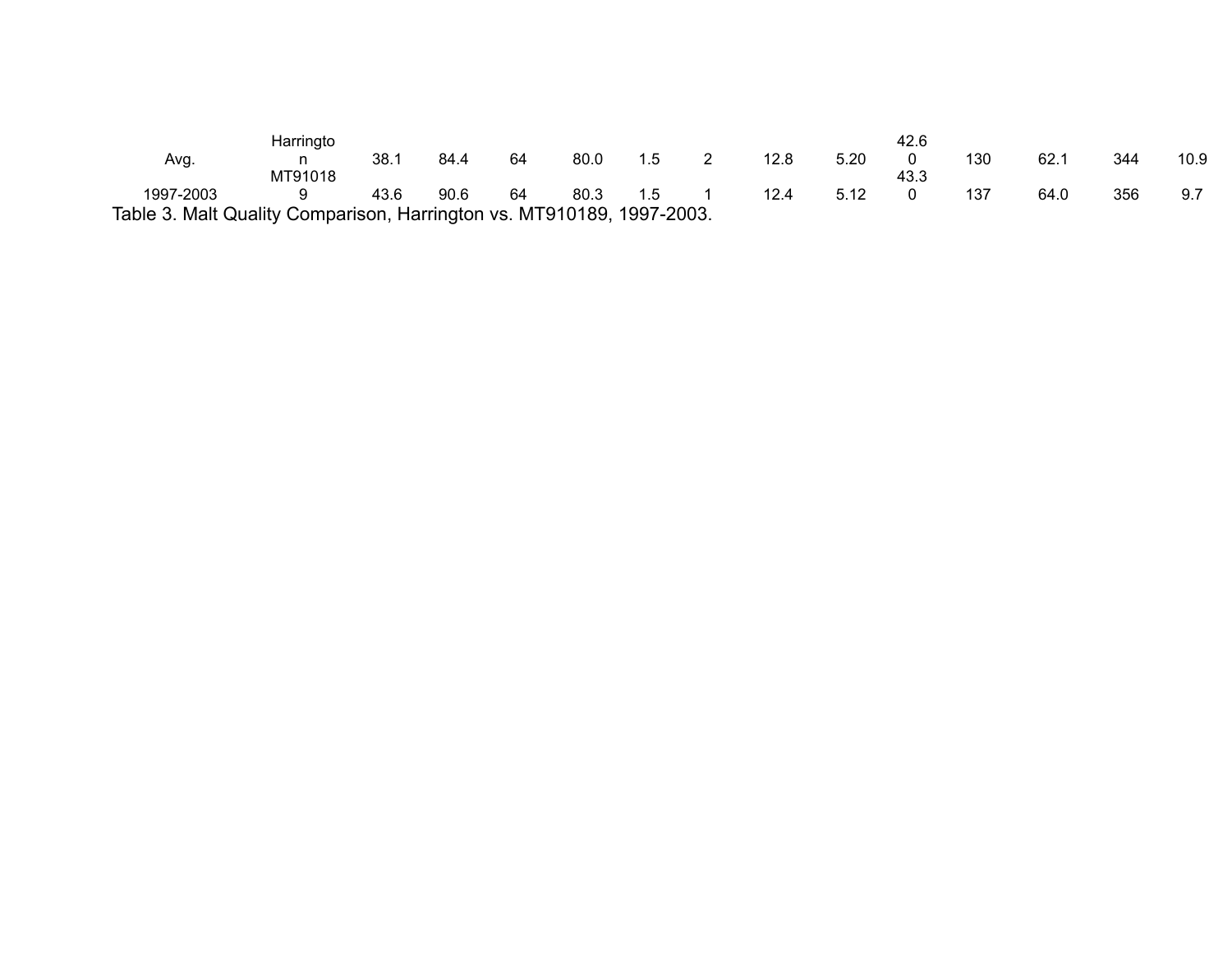| | | | | | | | | | | | | | | |
|---|---|---|---|---|---|---|---|---|---|---|---|---|---|---|
| Avg. | Harrington | 38.1 | 84.4 | 64 | 80.0 | 1.5 | 2 | 12.8 | 5.20 | 42.60 | 130 | 62.1 | 344 | 10.9 |
| 1997-2003 | MT910189 | 43.6 | 90.6 | 64 | 80.3 | 1.5 | 1 | 12.4 | 5.12 | 43.30 | 137 | 64.0 | 356 | 9.7 |

Table 3. Malt Quality Comparison, Harrington vs. MT910189, 1997-2003.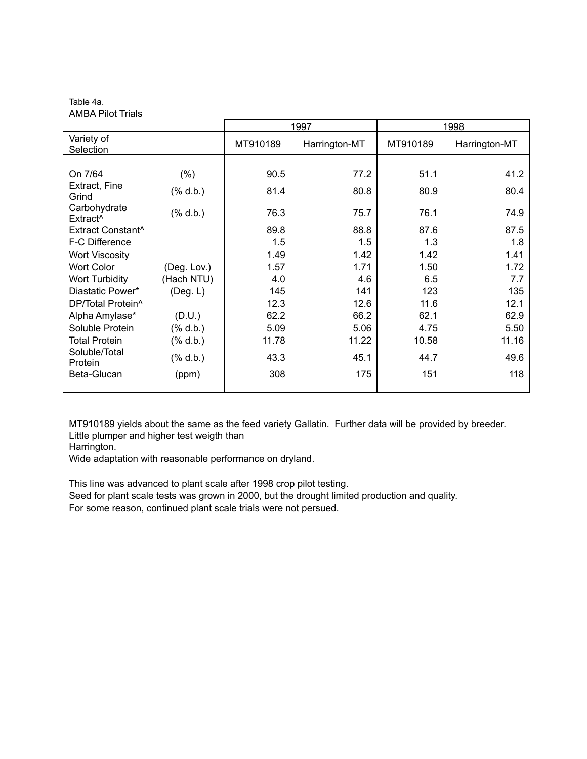Table 4a.
AMBA Pilot Trials

| Variety of Selection | | 1997 | | 1998 | |
|---|---|---|---|---|---|
| | | MT910189 | Harrington-MT | MT910189 | Harrington-MT |
| On 7/64 | (%) | 90.5 | 77.2 | 51.1 | 41.2 |
| Extract, Fine Grind | (% d.b.) | 81.4 | 80.8 | 80.9 | 80.4 |
| Carbohydrate Extract^ | (% d.b.) | 76.3 | 75.7 | 76.1 | 74.9 |
| Extract Constant^ | | 89.8 | 88.8 | 87.6 | 87.5 |
| F-C Difference | | 1.5 | 1.5 | 1.3 | 1.8 |
| Wort Viscosity | | 1.49 | 1.42 | 1.42 | 1.41 |
| Wort Color | (Deg. Lov.) | 1.57 | 1.71 | 1.50 | 1.72 |
| Wort Turbidity | (Hach NTU) | 4.0 | 4.6 | 6.5 | 7.7 |
| Diastatic Power* | (Deg. L) | 145 | 141 | 123 | 135 |
| DP/Total Protein^ | | 12.3 | 12.6 | 11.6 | 12.1 |
| Alpha Amylase* | (D.U.) | 62.2 | 66.2 | 62.1 | 62.9 |
| Soluble Protein | (% d.b.) | 5.09 | 5.06 | 4.75 | 5.50 |
| Total Protein | (% d.b.) | 11.78 | 11.22 | 10.58 | 11.16 |
| Soluble/Total Protein | (% d.b.) | 43.3 | 45.1 | 44.7 | 49.6 |
| Beta-Glucan | (ppm) | 308 | 175 | 151 | 118 |

MT910189 yields about the same as the feed variety Gallatin. Further data will be provided by breeder.
Little plumper and higher test weigth than
Harrington.
Wide adaptation with reasonable performance on dryland.

This line was advanced to plant scale after 1998 crop pilot testing.
Seed for plant scale tests was grown in 2000, but the drought limited production and quality.
For some reason, continued plant scale trials were not persued.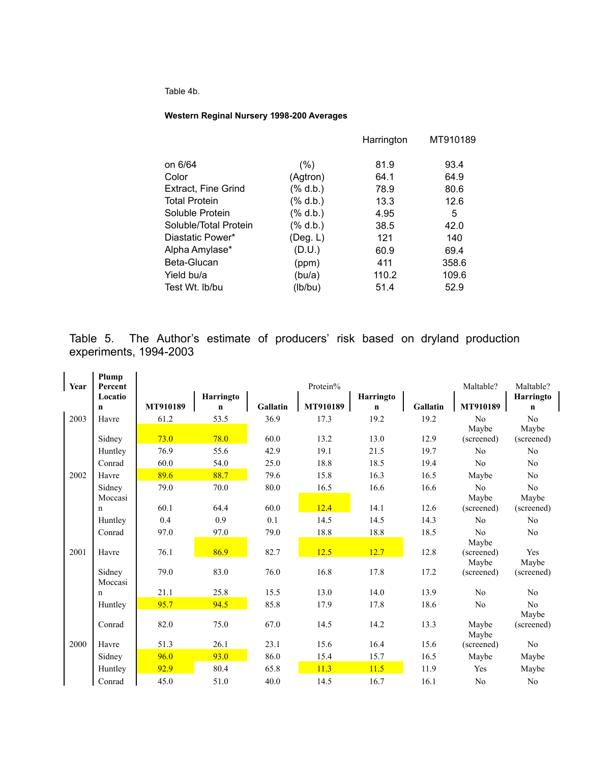Table 4b.

**Western Reginal Nursery 1998-200 Averages**

| | | Harrington | MT910189 |
|---|---|---|---|
| on 6/64 | (%) | 81.9 | 93.4 |
| Color | (Agtron) | 64.1 | 64.9 |
| Extract, Fine Grind | (% d.b.) | 78.9 | 80.6 |
| Total Protein | (% d.b.) | 13.3 | 12.6 |
| Soluble Protein | (% d.b.) | 4.95 | 5 |
| Soluble/Total Protein | (% d.b.) | 38.5 | 42.0 |
| Diastatic Power* | (Deg. L) | 121 | 140 |
| Alpha Amylase* | (D.U.) | 60.9 | 69.4 |
| Beta-Glucan | (ppm) | 411 | 358.6 |
| Yield bu/a | (bu/a) | 110.2 | 109.6 |
| Test Wt. lb/bu | (lb/bu) | 51.4 | 52.9 |

Table 5. The Author's estimate of producers' risk based on dryland production experiments, 1994-2003

| Year | Plump Percent Location | MT910189 | Harrington | Gallatin | Protein% MT910189 | Harrington | Gallatin | Maltable? MT910189 | Maltable? Harrington |
|---|---|---|---|---|---|---|---|---|---|
| 2003 | Havre | 61.2 | 53.5 | 36.9 | 17.3 | 19.2 | 19.2 | No | No |
| | Sidney | 73.0 | 78.0 | 60.0 | 13.2 | 13.0 | 12.9 | Maybe (screened) | Maybe (screened) |
| | Huntley | 76.9 | 55.6 | 42.9 | 19.1 | 21.5 | 19.7 | No | No |
| | Conrad | 60.0 | 54.0 | 25.0 | 18.8 | 18.5 | 19.4 | No | No |
| 2002 | Havre | 89.6 | 88.7 | 79.6 | 15.8 | 16.3 | 16.5 | Maybe | No |
| | Sidney | 79.0 | 70.0 | 80.0 | 16.5 | 16.6 | 16.6 | No | No |
| | Moccasin | 60.1 | 64.4 | 60.0 | 12.4 | 14.1 | 12.6 | Maybe (screened) | Maybe (screened) |
| | Huntley | 0.4 | 0.9 | 0.1 | 14.5 | 14.5 | 14.3 | No | No |
| | Conrad | 97.0 | 97.0 | 79.0 | 18.8 | 18.8 | 18.5 | No | No |
| 2001 | Havre | 76.1 | 86.9 | 82.7 | 12.5 | 12.7 | 12.8 | Maybe (screened) | Yes |
| | Sidney | 79.0 | 83.0 | 76.0 | 16.8 | 17.8 | 17.2 | Maybe (screened) | Maybe (screened) |
| | Moccasin | 21.1 | 25.8 | 15.5 | 13.0 | 14.0 | 13.9 | No | No |
| | Huntley | 95.7 | 94.5 | 85.8 | 17.9 | 17.8 | 18.6 | No | No |
| | Conrad | 82.0 | 75.0 | 67.0 | 14.5 | 14.2 | 13.3 | Maybe | Maybe (screened) |
| 2000 | Havre | 51.3 | 26.1 | 23.1 | 15.6 | 16.4 | 15.6 | Maybe (screened) | No |
| | Sidney | 96.0 | 93.0 | 86.0 | 15.4 | 15.7 | 16.5 | Maybe | Maybe |
| | Huntley | 92.9 | 80.4 | 65.8 | 11.3 | 11.5 | 11.9 | Yes | Maybe |
| | Conrad | 45.0 | 51.0 | 40.0 | 14.5 | 16.7 | 16.1 | No | No |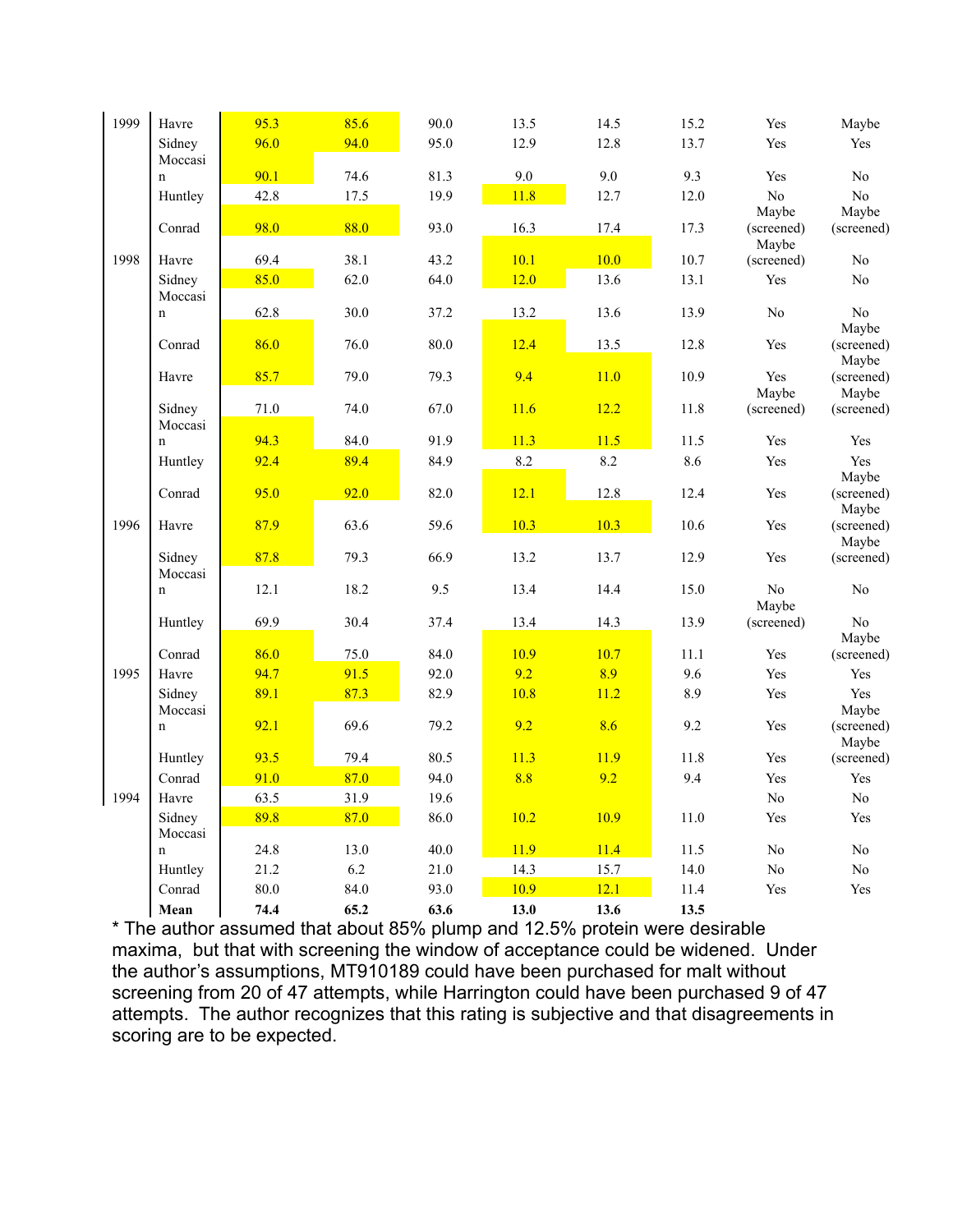| | | | | | | | | | |
|---|---|---|---|---|---|---|---|---|---|
| 1999 | Havre | 95.3 | 85.6 | 90.0 | 13.5 | 14.5 | 15.2 | Yes | Maybe |
| | Sidney | 96.0 | 94.0 | 95.0 | 12.9 | 12.8 | 13.7 | Yes | Yes |
| | Moccasin | 90.1 | 74.6 | 81.3 | 9.0 | 9.0 | 9.3 | Yes | No |
| | Huntley | 42.8 | 17.5 | 19.9 | 11.8 | 12.7 | 12.0 | No | No |
| | Conrad | 98.0 | 88.0 | 93.0 | 16.3 | 17.4 | 17.3 | Maybe (screened) | Maybe (screened) |
| 1998 | Havre | 69.4 | 38.1 | 43.2 | 10.1 | 10.0 | 10.7 | Maybe (screened) | No |
| | Sidney | 85.0 | 62.0 | 64.0 | 12.0 | 13.6 | 13.1 | Yes | No |
| | Moccasin | 62.8 | 30.0 | 37.2 | 13.2 | 13.6 | 13.9 | No | No |
| | Conrad | 86.0 | 76.0 | 80.0 | 12.4 | 13.5 | 12.8 | Yes | Maybe (screened) |
| | Havre | 85.7 | 79.0 | 79.3 | 9.4 | 11.0 | 10.9 | Yes | Maybe (screened) |
| | Sidney | 71.0 | 74.0 | 67.0 | 11.6 | 12.2 | 11.8 | Maybe (screened) | Maybe (screened) |
| | Moccasin | 94.3 | 84.0 | 91.9 | 11.3 | 11.5 | 11.5 | Yes | Yes |
| | Huntley | 92.4 | 89.4 | 84.9 | 8.2 | 8.2 | 8.6 | Yes | Yes |
| | Conrad | 95.0 | 92.0 | 82.0 | 12.1 | 12.8 | 12.4 | Yes | Maybe (screened) |
| 1996 | Havre | 87.9 | 63.6 | 59.6 | 10.3 | 10.3 | 10.6 | Yes | Maybe (screened) |
| | Sidney | 87.8 | 79.3 | 66.9 | 13.2 | 13.7 | 12.9 | Yes | Maybe (screened) |
| | Moccasin | 12.1 | 18.2 | 9.5 | 13.4 | 14.4 | 15.0 | No | No |
| | Huntley | 69.9 | 30.4 | 37.4 | 13.4 | 14.3 | 13.9 | Maybe (screened) | No |
| | Conrad | 86.0 | 75.0 | 84.0 | 10.9 | 10.7 | 11.1 | Yes | Maybe (screened) |
| 1995 | Havre | 94.7 | 91.5 | 92.0 | 9.2 | 8.9 | 9.6 | Yes | Yes |
| | Sidney | 89.1 | 87.3 | 82.9 | 10.8 | 11.2 | 8.9 | Yes | Yes |
| | Moccasin | 92.1 | 69.6 | 79.2 | 9.2 | 8.6 | 9.2 | Yes | Maybe (screened) |
| | Huntley | 93.5 | 79.4 | 80.5 | 11.3 | 11.9 | 11.8 | Yes | Maybe (screened) |
| | Conrad | 91.0 | 87.0 | 94.0 | 8.8 | 9.2 | 9.4 | Yes | Yes |
| 1994 | Havre | 63.5 | 31.9 | 19.6 | | | | No | No |
| | Sidney | 89.8 | 87.0 | 86.0 | 10.2 | 10.9 | 11.0 | Yes | Yes |
| | Moccasin | 24.8 | 13.0 | 40.0 | 11.9 | 11.4 | 11.5 | No | No |
| | Huntley | 21.2 | 6.2 | 21.0 | 14.3 | 15.7 | 14.0 | No | No |
| | Conrad | 80.0 | 84.0 | 93.0 | 10.9 | 12.1 | 11.4 | Yes | Yes |
| | **Mean** | **74.4** | **65.2** | **63.6** | **13.0** | **13.6** | **13.5** | | |

* The author assumed that about 85% plump and 12.5% protein were desirable maxima, but that with screening the window of acceptance could be widened. Under the author's assumptions, MT910189 could have been purchased for malt without screening from 20 of 47 attempts, while Harrington could have been purchased 9 of 47 attempts. The author recognizes that this rating is subjective and that disagreements in scoring are to be expected.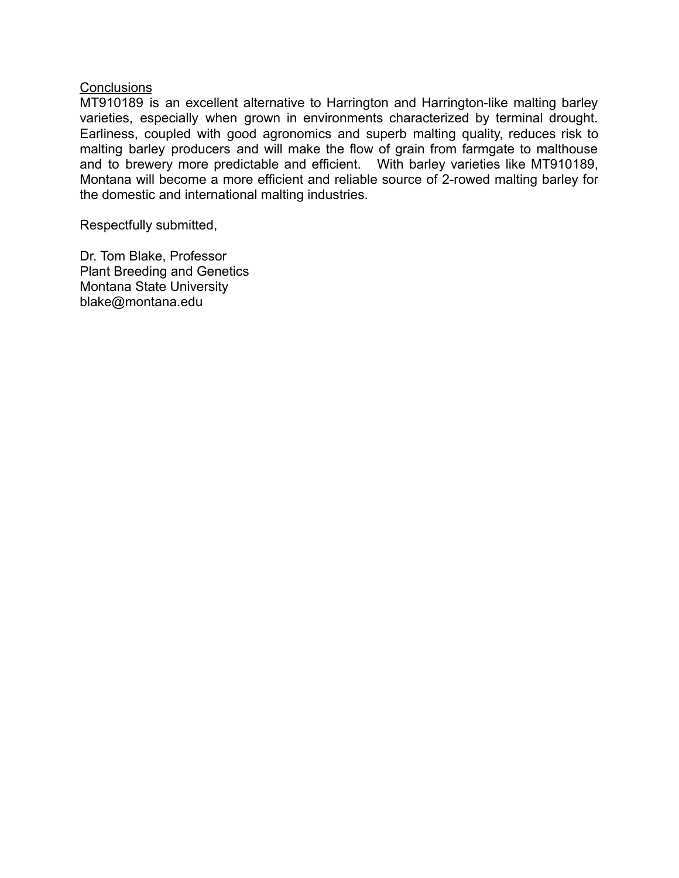<u>Conclusions</u>

MT910189 is an excellent alternative to Harrington and Harrington-like malting barley varieties, especially when grown in environments characterized by terminal drought. Earliness, coupled with good agronomics and superb malting quality, reduces risk to malting barley producers and will make the flow of grain from farmgate to malthouse and to brewery more predictable and efficient. With barley varieties like MT910189, Montana will become a more efficient and reliable source of 2-rowed malting barley for the domestic and international malting industries.

Respectfully submitted,

Dr. Tom Blake, Professor
Plant Breeding and Genetics
Montana State University
blake@montana.edu